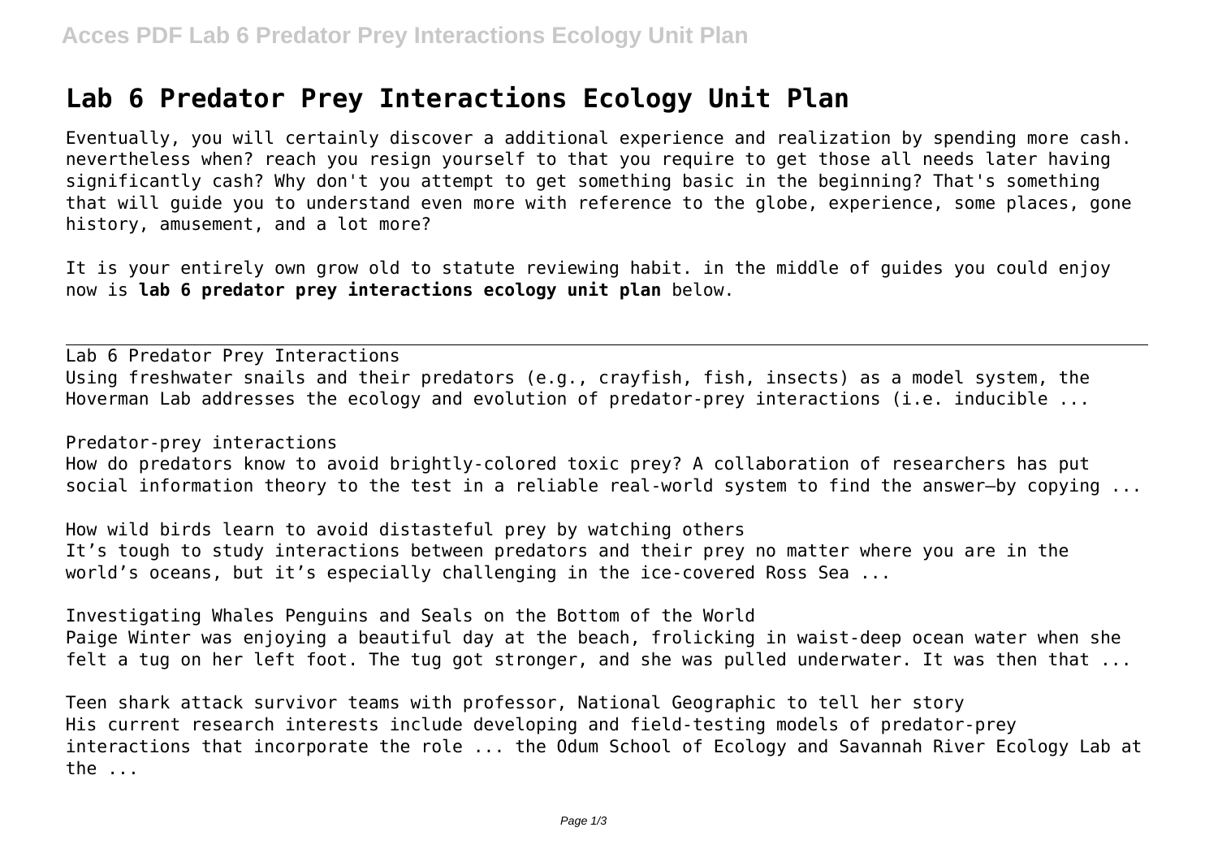# Lab 6 Predator Prey Interactions Ecology Unit Plan

Eventually, you will certainly discover a additional experience and realization by spending more cash. nevertheless when? reach you resign yourself to that you require to get those all needs later having significantly cash? Why don't you attempt to get something basic in the beginning? That's something that will guide you to understand even more with reference to the globe, experience, some places, gone history, amusement, and a lot more?

It is your entirely own grow old to statute reviewing habit. in the middle of guides you could enjoy now is **lab 6 predator prey interactions ecology unit plan** below.

---

Lab 6 Predator Prey Interactions
Using freshwater snails and their predators (e.g., crayfish, fish, insects) as a model system, the Hoverman Lab addresses the ecology and evolution of predator-prey interactions (i.e. inducible ...

Predator-prey interactions
How do predators know to avoid brightly-colored toxic prey? A collaboration of researchers has put social information theory to the test in a reliable real-world system to find the answer—by copying ...

How wild birds learn to avoid distasteful prey by watching others
It's tough to study interactions between predators and their prey no matter where you are in the world's oceans, but it's especially challenging in the ice-covered Ross Sea ...

Investigating Whales Penguins and Seals on the Bottom of the World
Paige Winter was enjoying a beautiful day at the beach, frolicking in waist-deep ocean water when she felt a tug on her left foot. The tug got stronger, and she was pulled underwater. It was then that ...

Teen shark attack survivor teams with professor, National Geographic to tell her story
His current research interests include developing and field-testing models of predator-prey interactions that incorporate the role ... the Odum School of Ecology and Savannah River Ecology Lab at the ...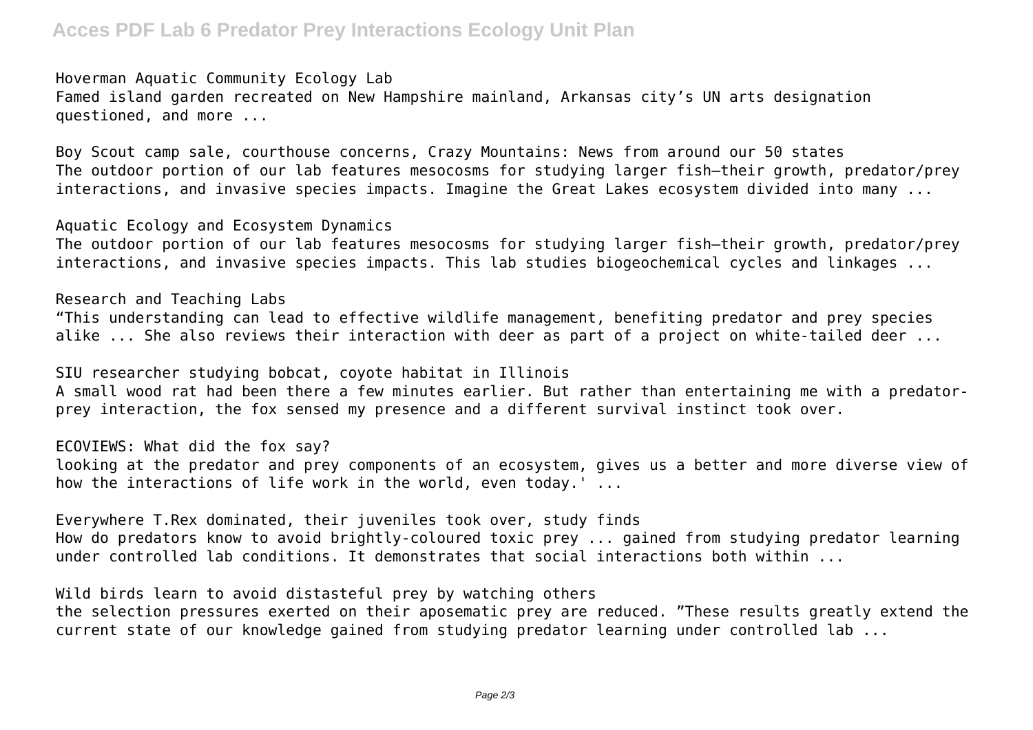Hoverman Aquatic Community Ecology Lab
Famed island garden recreated on New Hampshire mainland, Arkansas city's UN arts designation questioned, and more ...

Boy Scout camp sale, courthouse concerns, Crazy Mountains: News from around our 50 states
The outdoor portion of our lab features mesocosms for studying larger fish—their growth, predator/prey interactions, and invasive species impacts. Imagine the Great Lakes ecosystem divided into many ...

Aquatic Ecology and Ecosystem Dynamics
The outdoor portion of our lab features mesocosms for studying larger fish—their growth, predator/prey interactions, and invasive species impacts. This lab studies biogeochemical cycles and linkages ...

Research and Teaching Labs
"This understanding can lead to effective wildlife management, benefiting predator and prey species alike ... She also reviews their interaction with deer as part of a project on white-tailed deer ...

SIU researcher studying bobcat, coyote habitat in Illinois
A small wood rat had been there a few minutes earlier. But rather than entertaining me with a predator-prey interaction, the fox sensed my presence and a different survival instinct took over.

ECOVIEWS: What did the fox say?
looking at the predator and prey components of an ecosystem, gives us a better and more diverse view of how the interactions of life work in the world, even today.' ...

Everywhere T.Rex dominated, their juveniles took over, study finds
How do predators know to avoid brightly-coloured toxic prey ... gained from studying predator learning under controlled lab conditions. It demonstrates that social interactions both within ...

Wild birds learn to avoid distasteful prey by watching others
the selection pressures exerted on their aposematic prey are reduced. "These results greatly extend the current state of our knowledge gained from studying predator learning under controlled lab ...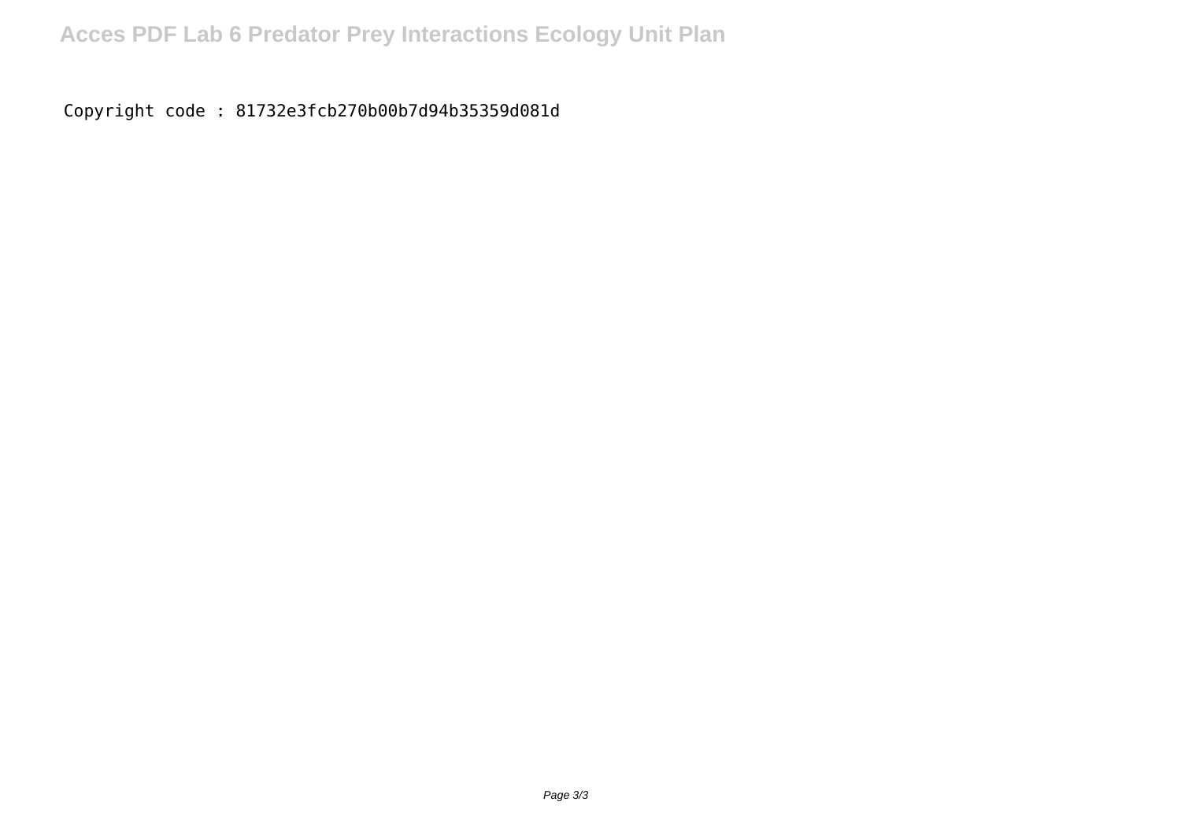Copyright code : 81732e3fcb270b00b7d94b35359d081d